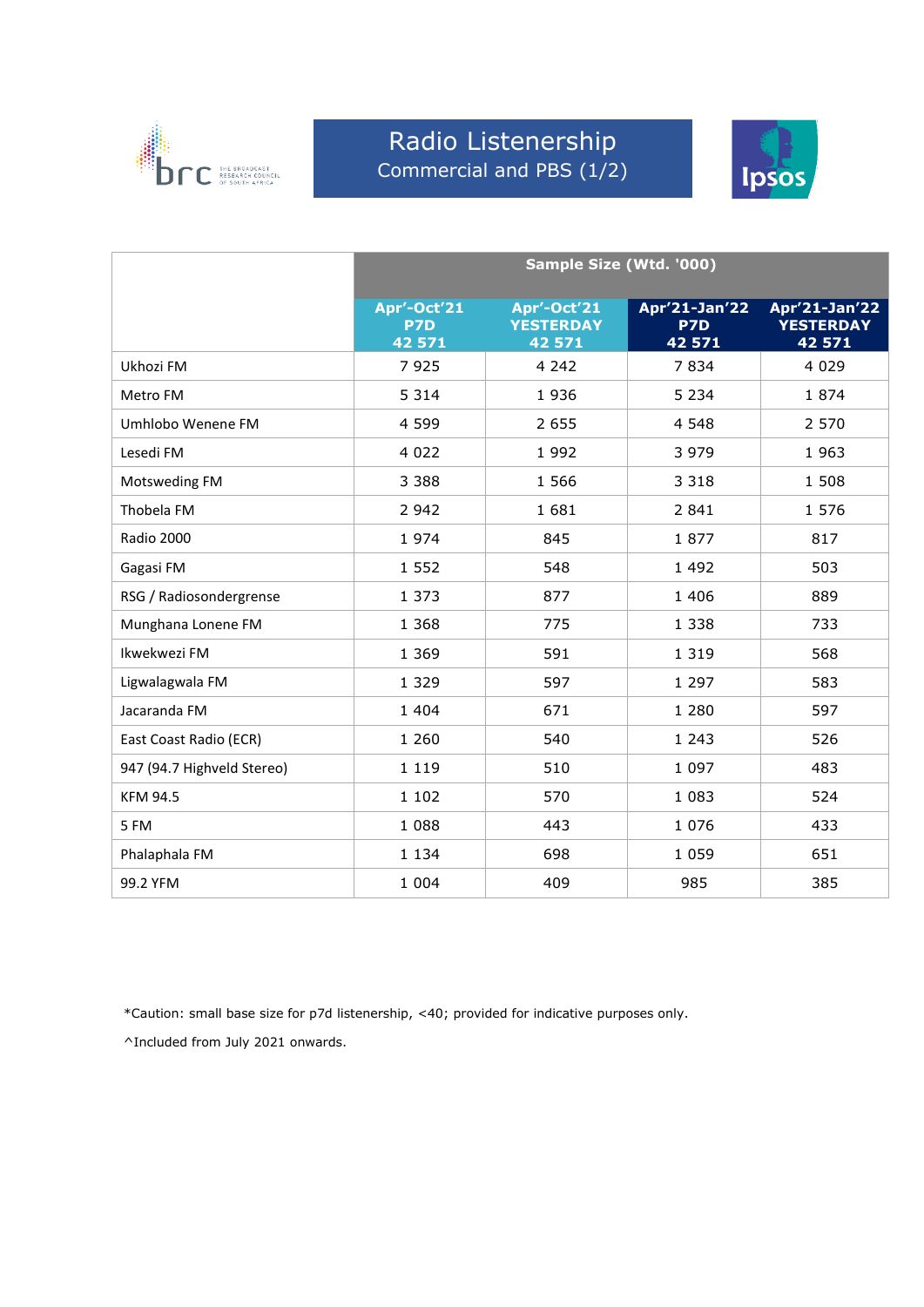# Radio Listenership

## Commercial and PBS (1/2)

| | Sample Size (Wtd. '000) | | | |
|---|---|---|---|---|
| | Apr'-Oct'21 P7D 42 571 | Apr'-Oct'21 YESTERDAY 42 571 | Apr'21-Jan'22 P7D 42 571 | Apr'21-Jan'22 YESTERDAY 42 571 |
| Ukhozi FM | 7 925 | 4 242 | 7 834 | 4 029 |
| Metro FM | 5 314 | 1 936 | 5 234 | 1 874 |
| Umhlobo Wenene FM | 4 599 | 2 655 | 4 548 | 2 570 |
| Lesedi FM | 4 022 | 1 992 | 3 979 | 1 963 |
| Motsweding FM | 3 388 | 1 566 | 3 318 | 1 508 |
| Thobela FM | 2 942 | 1 681 | 2 841 | 1 576 |
| Radio 2000 | 1 974 | 845 | 1 877 | 817 |
| Gagasi FM | 1 552 | 548 | 1 492 | 503 |
| RSG / Radiosondergrense | 1 373 | 877 | 1 406 | 889 |
| Munghana Lonene FM | 1 368 | 775 | 1 338 | 733 |
| Ikwekwezi FM | 1 369 | 591 | 1 319 | 568 |
| Ligwalagwala FM | 1 329 | 597 | 1 297 | 583 |
| Jacaranda FM | 1 404 | 671 | 1 280 | 597 |
| East Coast Radio (ECR) | 1 260 | 540 | 1 243 | 526 |
| 947 (94.7 Highveld Stereo) | 1 119 | 510 | 1 097 | 483 |
| KFM 94.5 | 1 102 | 570 | 1 083 | 524 |
| 5 FM | 1 088 | 443 | 1 076 | 433 |
| Phalaphala FM | 1 134 | 698 | 1 059 | 651 |
| 99.2 YFM | 1 004 | 409 | 985 | 385 |

*Caution: small base size for p7d listenership, <40; provided for indicative purposes only.

^Included from July 2021 onwards.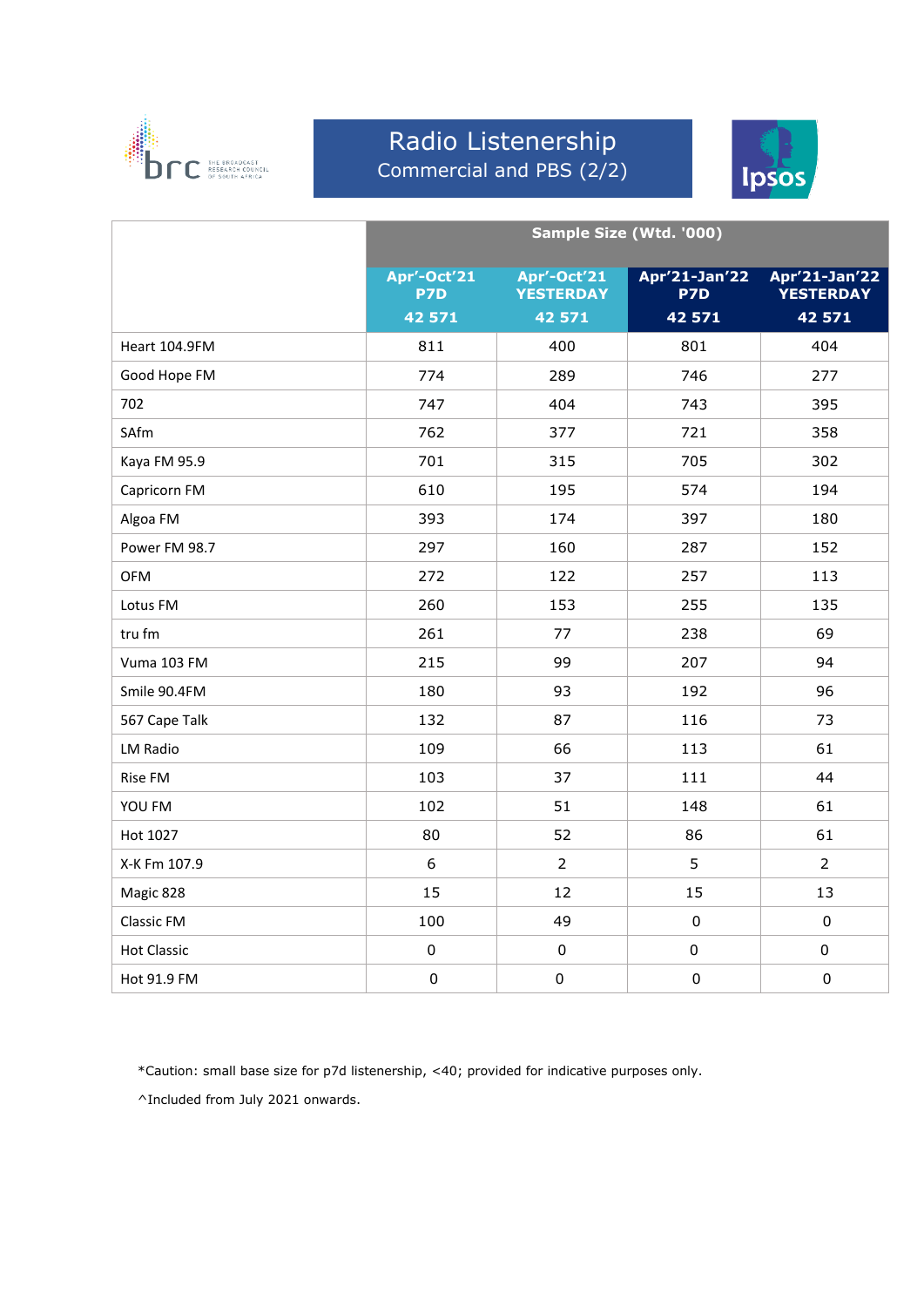# Radio Listenership

Commercial and PBS (2/2)

| | Sample Size (Wtd. '000) | | | |
|---|---|---|---|---|
| | Apr'-Oct'21 P7D 42 571 | Apr'-Oct'21 YESTERDAY 42 571 | Apr'21-Jan'22 P7D 42 571 | Apr'21-Jan'22 YESTERDAY 42 571 |
| Heart 104.9FM | 811 | 400 | 801 | 404 |
| Good Hope FM | 774 | 289 | 746 | 277 |
| 702 | 747 | 404 | 743 | 395 |
| SAfm | 762 | 377 | 721 | 358 |
| Kaya FM 95.9 | 701 | 315 | 705 | 302 |
| Capricorn FM | 610 | 195 | 574 | 194 |
| Algoa FM | 393 | 174 | 397 | 180 |
| Power FM 98.7 | 297 | 160 | 287 | 152 |
| OFM | 272 | 122 | 257 | 113 |
| Lotus FM | 260 | 153 | 255 | 135 |
| tru fm | 261 | 77 | 238 | 69 |
| Vuma 103 FM | 215 | 99 | 207 | 94 |
| Smile 90.4FM | 180 | 93 | 192 | 96 |
| 567 Cape Talk | 132 | 87 | 116 | 73 |
| LM Radio | 109 | 66 | 113 | 61 |
| Rise FM | 103 | 37 | 111 | 44 |
| YOU FM | 102 | 51 | 148 | 61 |
| Hot 1027 | 80 | 52 | 86 | 61 |
| X-K Fm 107.9 | 6 | 2 | 5 | 2 |
| Magic 828 | 15 | 12 | 15 | 13 |
| Classic FM | 100 | 49 | 0 | 0 |
| Hot Classic | 0 | 0 | 0 | 0 |
| Hot 91.9 FM | 0 | 0 | 0 | 0 |

*Caution: small base size for p7d listenership, <40; provided for indicative purposes only.

^Included from July 2021 onwards.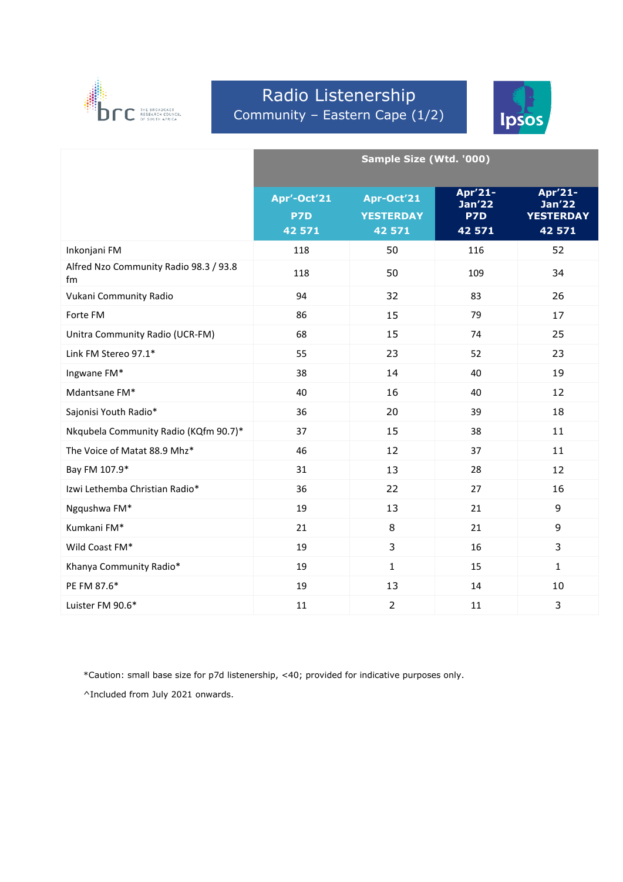# Radio Listenership

## Community – Eastern Cape (1/2)

| | Sample Size (Wtd. '000) | | | |
|---|---|---|---|---|
| | Apr'-Oct'21 P7D 42 571 | Apr-Oct'21 YESTERDAY 42 571 | Apr'21-Jan'22 P7D 42 571 | Apr'21-Jan'22 YESTERDAY 42 571 |
| Inkonjani FM | 118 | 50 | 116 | 52 |
| Alfred Nzo Community Radio 98.3 / 93.8 fm | 118 | 50 | 109 | 34 |
| Vukani Community Radio | 94 | 32 | 83 | 26 |
| Forte FM | 86 | 15 | 79 | 17 |
| Unitra Community Radio (UCR-FM) | 68 | 15 | 74 | 25 |
| Link FM Stereo 97.1* | 55 | 23 | 52 | 23 |
| Ingwane FM* | 38 | 14 | 40 | 19 |
| Mdantsane FM* | 40 | 16 | 40 | 12 |
| Sajonisi Youth Radio* | 36 | 20 | 39 | 18 |
| Nkqubela Community Radio (KQfm 90.7)* | 37 | 15 | 38 | 11 |
| The Voice of Matat 88.9 Mhz* | 46 | 12 | 37 | 11 |
| Bay FM 107.9* | 31 | 13 | 28 | 12 |
| Izwi Lethemba Christian Radio* | 36 | 22 | 27 | 16 |
| Ngqushwa FM* | 19 | 13 | 21 | 9 |
| Kumkani FM* | 21 | 8 | 21 | 9 |
| Wild Coast FM* | 19 | 3 | 16 | 3 |
| Khanya Community Radio* | 19 | 1 | 15 | 1 |
| PE FM 87.6* | 19 | 13 | 14 | 10 |
| Luister FM 90.6* | 11 | 2 | 11 | 3 |

*Caution: small base size for p7d listenership, <40; provided for indicative purposes only.

^Included from July 2021 onwards.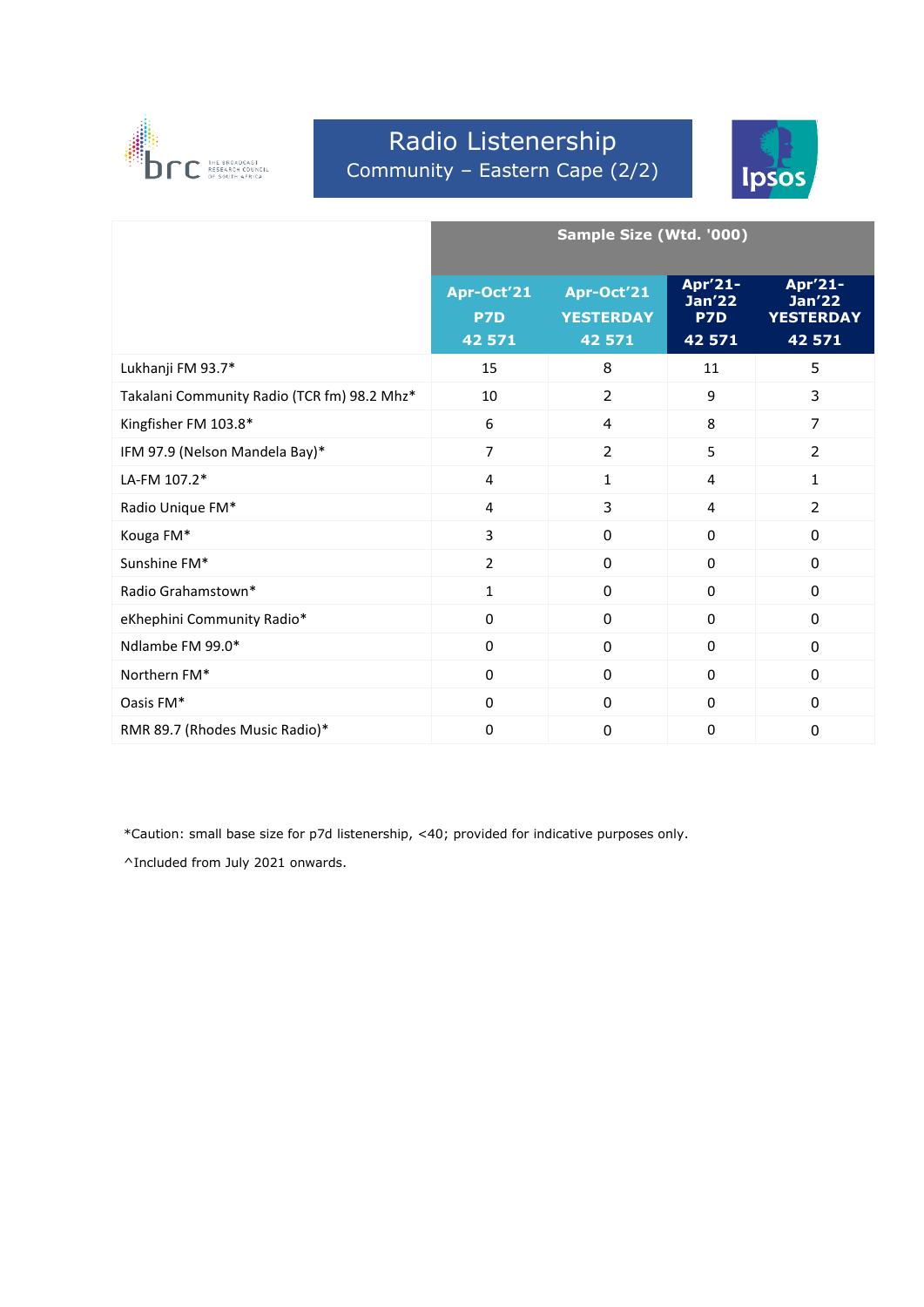# Radio Listenership

## Community – Eastern Cape (2/2)

| | Sample Size (Wtd. '000) | | | |
|---|---|---|---|---|
| | Apr-Oct'21 P7D 42 571 | Apr-Oct'21 YESTERDAY 42 571 | Apr'21-Jan'22 P7D 42 571 | Apr'21-Jan'22 YESTERDAY 42 571 |
| Lukhanji FM 93.7* | 15 | 8 | 11 | 5 |
| Takalani Community Radio (TCR fm) 98.2 Mhz* | 10 | 2 | 9 | 3 |
| Kingfisher FM 103.8* | 6 | 4 | 8 | 7 |
| IFM 97.9 (Nelson Mandela Bay)* | 7 | 2 | 5 | 2 |
| LA-FM 107.2* | 4 | 1 | 4 | 1 |
| Radio Unique FM* | 4 | 3 | 4 | 2 |
| Kouga FM* | 3 | 0 | 0 | 0 |
| Sunshine FM* | 2 | 0 | 0 | 0 |
| Radio Grahamstown* | 1 | 0 | 0 | 0 |
| eKhephini Community Radio* | 0 | 0 | 0 | 0 |
| Ndlambe FM 99.0* | 0 | 0 | 0 | 0 |
| Northern FM* | 0 | 0 | 0 | 0 |
| Oasis FM* | 0 | 0 | 0 | 0 |
| RMR 89.7 (Rhodes Music Radio)* | 0 | 0 | 0 | 0 |

*Caution: small base size for p7d listenership, <40; provided for indicative purposes only.

^Included from July 2021 onwards.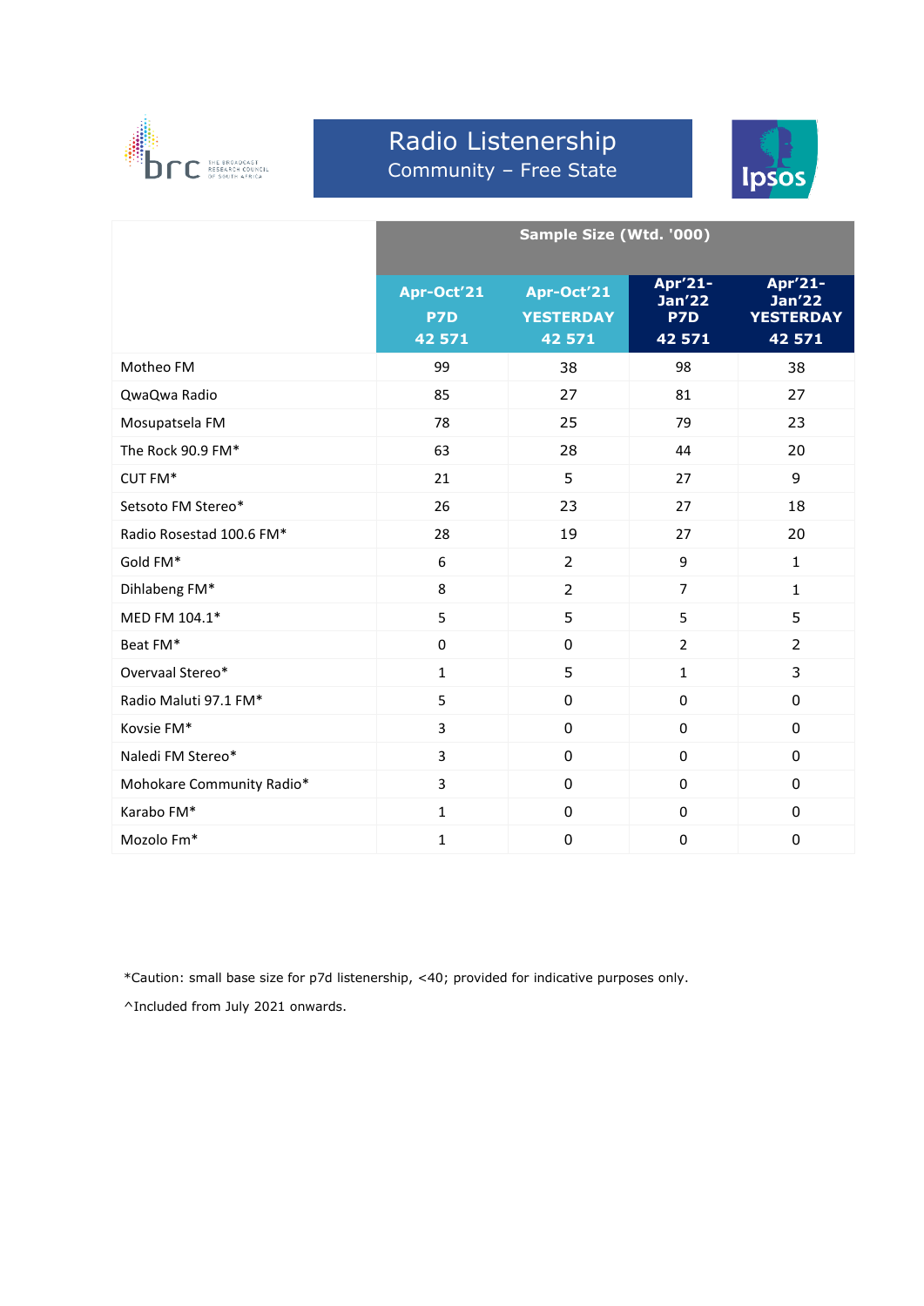# Radio Listenership

## Community – Free State

| | Sample Size (Wtd. '000) | | | |
|---|---|---|---|---|
| | Apr-Oct'21 P7D 42 571 | Apr-Oct'21 YESTERDAY 42 571 | Apr'21-Jan'22 P7D 42 571 | Apr'21-Jan'22 YESTERDAY 42 571 |
| Motheo FM | 99 | 38 | 98 | 38 |
| QwaQwa Radio | 85 | 27 | 81 | 27 |
| Mosupatsela FM | 78 | 25 | 79 | 23 |
| The Rock 90.9 FM* | 63 | 28 | 44 | 20 |
| CUT FM* | 21 | 5 | 27 | 9 |
| Setsoto FM Stereo* | 26 | 23 | 27 | 18 |
| Radio Rosestad 100.6 FM* | 28 | 19 | 27 | 20 |
| Gold FM* | 6 | 2 | 9 | 1 |
| Dihlabeng FM* | 8 | 2 | 7 | 1 |
| MED FM 104.1* | 5 | 5 | 5 | 5 |
| Beat FM* | 0 | 0 | 2 | 2 |
| Overvaal Stereo* | 1 | 5 | 1 | 3 |
| Radio Maluti 97.1 FM* | 5 | 0 | 0 | 0 |
| Kovsie FM* | 3 | 0 | 0 | 0 |
| Naledi FM Stereo* | 3 | 0 | 0 | 0 |
| Mohokare Community Radio* | 3 | 0 | 0 | 0 |
| Karabo FM* | 1 | 0 | 0 | 0 |
| Mozolo Fm* | 1 | 0 | 0 | 0 |

*Caution: small base size for p7d listenership, <40; provided for indicative purposes only.

^Included from July 2021 onwards.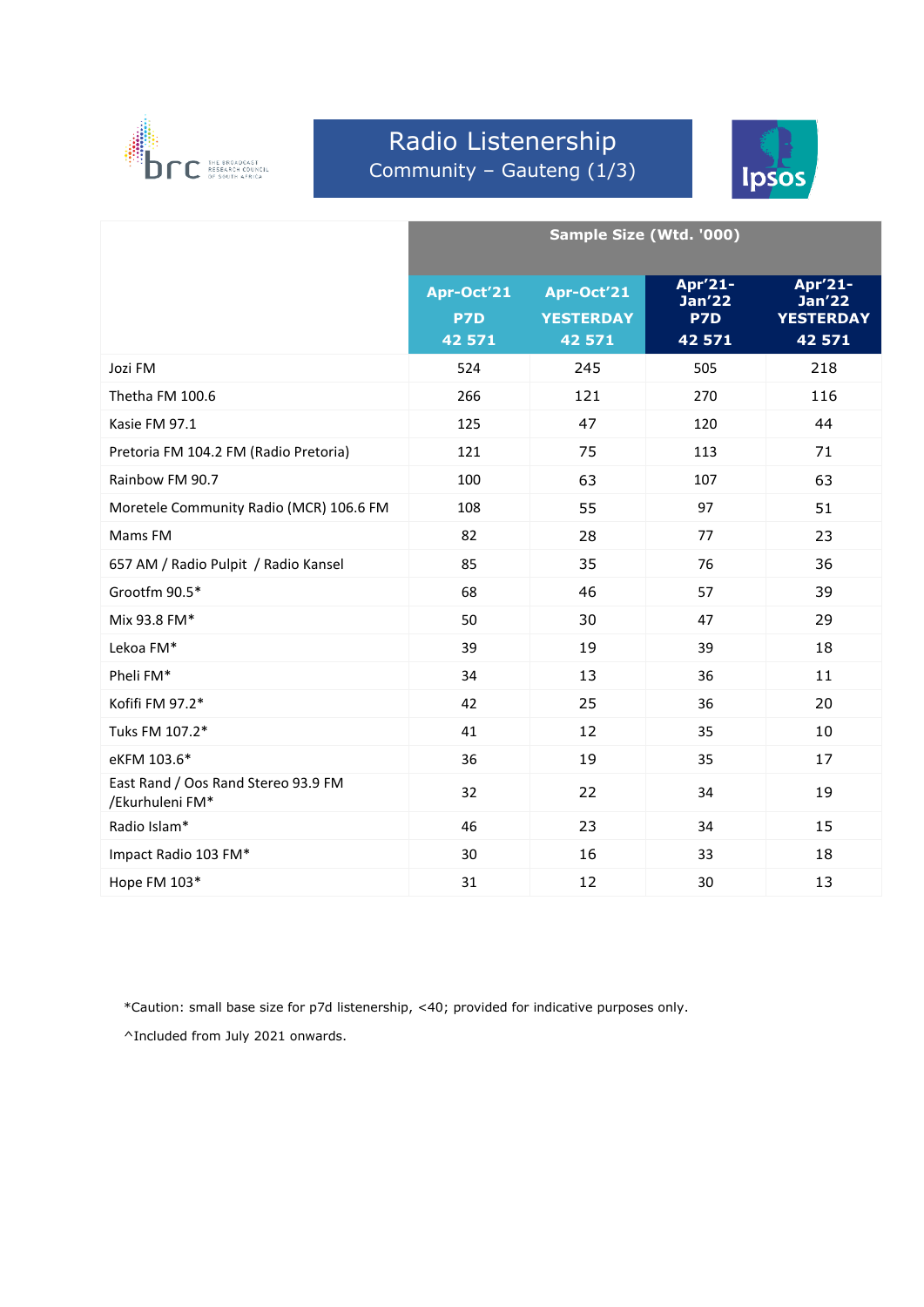# Radio Listenership

## Community – Gauteng (1/3)

| | Sample Size (Wtd. '000) | | | |
|---|---|---|---|---|
| | Apr-Oct'21 P7D 42 571 | Apr-Oct'21 YESTERDAY 42 571 | Apr'21-Jan'22 P7D 42 571 | Apr'21-Jan'22 YESTERDAY 42 571 |
| Jozi FM | 524 | 245 | 505 | 218 |
| Thetha FM 100.6 | 266 | 121 | 270 | 116 |
| Kasie FM 97.1 | 125 | 47 | 120 | 44 |
| Pretoria FM 104.2 FM (Radio Pretoria) | 121 | 75 | 113 | 71 |
| Rainbow FM 90.7 | 100 | 63 | 107 | 63 |
| Moretele Community Radio (MCR) 106.6 FM | 108 | 55 | 97 | 51 |
| Mams FM | 82 | 28 | 77 | 23 |
| 657 AM / Radio Pulpit / Radio Kansel | 85 | 35 | 76 | 36 |
| Grootfm 90.5* | 68 | 46 | 57 | 39 |
| Mix 93.8 FM* | 50 | 30 | 47 | 29 |
| Lekoa FM* | 39 | 19 | 39 | 18 |
| Pheli FM* | 34 | 13 | 36 | 11 |
| Kofifi FM 97.2* | 42 | 25 | 36 | 20 |
| Tuks FM 107.2* | 41 | 12 | 35 | 10 |
| eKFM 103.6* | 36 | 19 | 35 | 17 |
| East Rand / Oos Rand Stereo 93.9 FM /Ekurhuleni FM* | 32 | 22 | 34 | 19 |
| Radio Islam* | 46 | 23 | 34 | 15 |
| Impact Radio 103 FM* | 30 | 16 | 33 | 18 |
| Hope FM 103* | 31 | 12 | 30 | 13 |

*Caution: small base size for p7d listenership, <40; provided for indicative purposes only.

^Included from July 2021 onwards.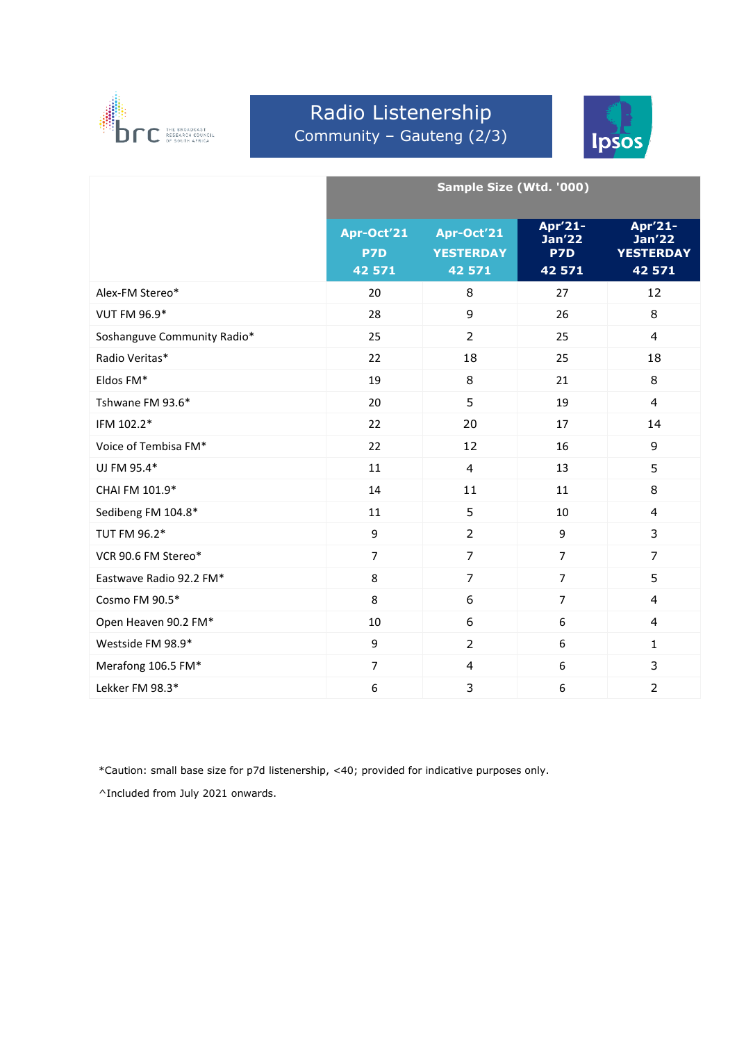# Radio Listenership

## Community – Gauteng (2/3)

| | Sample Size (Wtd. '000) | | | |
|---|---|---|---|---|
| | Apr-Oct'21 P7D 42 571 | Apr-Oct'21 YESTERDAY 42 571 | Apr'21-Jan'22 P7D 42 571 | Apr'21-Jan'22 YESTERDAY 42 571 |
| Alex-FM Stereo* | 20 | 8 | 27 | 12 |
| VUT FM 96.9* | 28 | 9 | 26 | 8 |
| Soshanguve Community Radio* | 25 | 2 | 25 | 4 |
| Radio Veritas* | 22 | 18 | 25 | 18 |
| Eldos FM* | 19 | 8 | 21 | 8 |
| Tshwane FM 93.6* | 20 | 5 | 19 | 4 |
| IFM 102.2* | 22 | 20 | 17 | 14 |
| Voice of Tembisa FM* | 22 | 12 | 16 | 9 |
| UJ FM 95.4* | 11 | 4 | 13 | 5 |
| CHAI FM 101.9* | 14 | 11 | 11 | 8 |
| Sedibeng FM 104.8* | 11 | 5 | 10 | 4 |
| TUT FM 96.2* | 9 | 2 | 9 | 3 |
| VCR 90.6 FM Stereo* | 7 | 7 | 7 | 7 |
| Eastwave Radio 92.2 FM* | 8 | 7 | 7 | 5 |
| Cosmo FM 90.5* | 8 | 6 | 7 | 4 |
| Open Heaven 90.2 FM* | 10 | 6 | 6 | 4 |
| Westside FM 98.9* | 9 | 2 | 6 | 1 |
| Merafong 106.5 FM* | 7 | 4 | 6 | 3 |
| Lekker FM 98.3* | 6 | 3 | 6 | 2 |

*Caution: small base size for p7d listenership, <40; provided for indicative purposes only.

^Included from July 2021 onwards.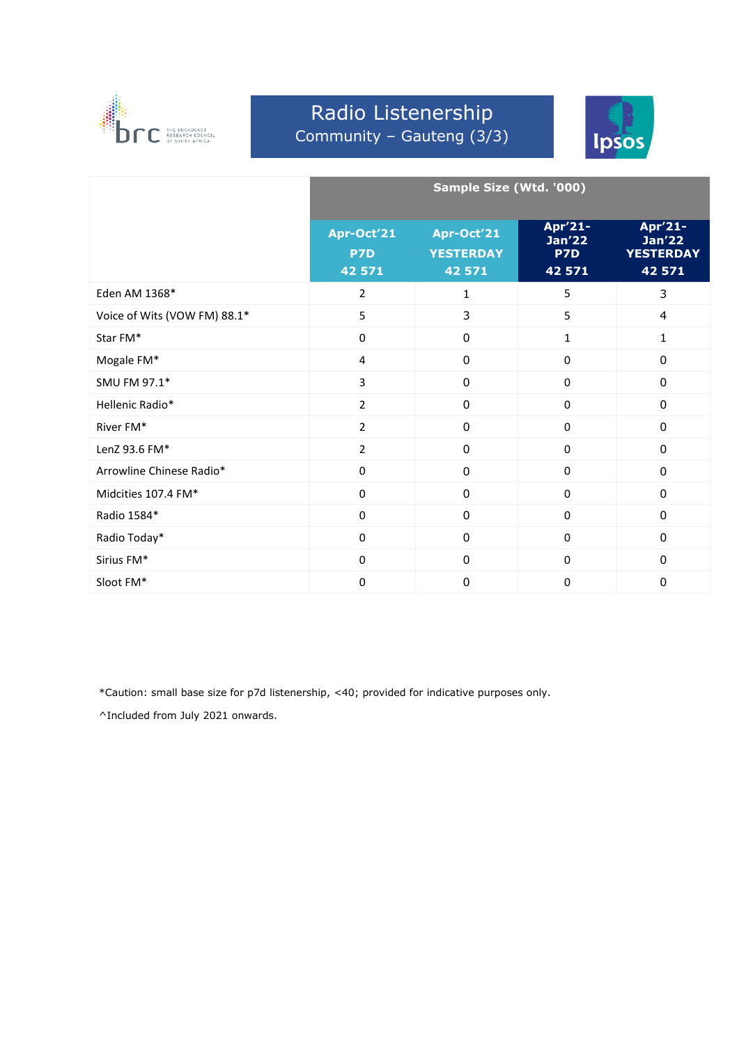# Radio Listenership

## Community – Gauteng (3/3)

| | Sample Size (Wtd. '000) | | | |
|---|---|---|---|---|
| | Apr-Oct'21 P7D 42 571 | Apr-Oct'21 YESTERDAY 42 571 | Apr'21-Jan'22 P7D 42 571 | Apr'21-Jan'22 YESTERDAY 42 571 |
| Eden AM 1368* | 2 | 1 | 5 | 3 |
| Voice of Wits (VOW FM) 88.1* | 5 | 3 | 5 | 4 |
| Star FM* | 0 | 0 | 1 | 1 |
| Mogale FM* | 4 | 0 | 0 | 0 |
| SMU FM 97.1* | 3 | 0 | 0 | 0 |
| Hellenic Radio* | 2 | 0 | 0 | 0 |
| River FM* | 2 | 0 | 0 | 0 |
| LenZ 93.6 FM* | 2 | 0 | 0 | 0 |
| Arrowline Chinese Radio* | 0 | 0 | 0 | 0 |
| Midcities 107.4 FM* | 0 | 0 | 0 | 0 |
| Radio 1584* | 0 | 0 | 0 | 0 |
| Radio Today* | 0 | 0 | 0 | 0 |
| Sirius FM* | 0 | 0 | 0 | 0 |
| Sloot FM* | 0 | 0 | 0 | 0 |

*Caution: small base size for p7d listenership, <40; provided for indicative purposes only.

^Included from July 2021 onwards.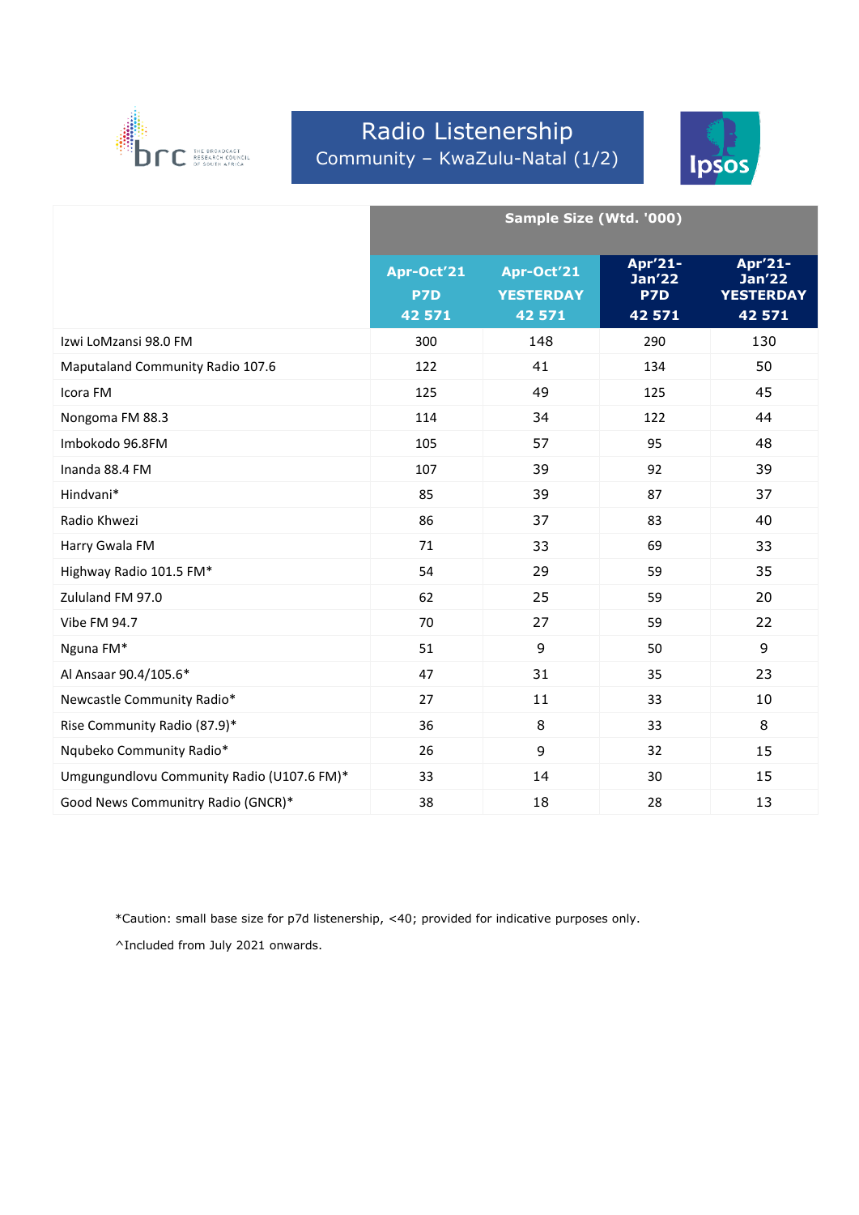# Radio Listenership

## Community – KwaZulu-Natal (1/2)

| | Sample Size (Wtd. '000) | | | |
|---|---|---|---|---|
| | Apr-Oct'21 P7D 42 571 | Apr-Oct'21 YESTERDAY 42 571 | Apr'21-Jan'22 P7D 42 571 | Apr'21-Jan'22 YESTERDAY 42 571 |
| Izwi LoMzansi 98.0 FM | 300 | 148 | 290 | 130 |
| Maputaland Community Radio 107.6 | 122 | 41 | 134 | 50 |
| Icora FM | 125 | 49 | 125 | 45 |
| Nongoma FM 88.3 | 114 | 34 | 122 | 44 |
| Imbokodo 96.8FM | 105 | 57 | 95 | 48 |
| Inanda 88.4 FM | 107 | 39 | 92 | 39 |
| Hindvani* | 85 | 39 | 87 | 37 |
| Radio Khwezi | 86 | 37 | 83 | 40 |
| Harry Gwala FM | 71 | 33 | 69 | 33 |
| Highway Radio 101.5 FM* | 54 | 29 | 59 | 35 |
| Zululand FM 97.0 | 62 | 25 | 59 | 20 |
| Vibe FM 94.7 | 70 | 27 | 59 | 22 |
| Nguna FM* | 51 | 9 | 50 | 9 |
| Al Ansaar 90.4/105.6* | 47 | 31 | 35 | 23 |
| Newcastle Community Radio* | 27 | 11 | 33 | 10 |
| Rise Community Radio (87.9)* | 36 | 8 | 33 | 8 |
| Nqubeko Community Radio* | 26 | 9 | 32 | 15 |
| Umgungundlovu Community Radio (U107.6 FM)* | 33 | 14 | 30 | 15 |
| Good News Communitry Radio (GNCR)* | 38 | 18 | 28 | 13 |

*Caution: small base size for p7d listenership, <40; provided for indicative purposes only.

^Included from July 2021 onwards.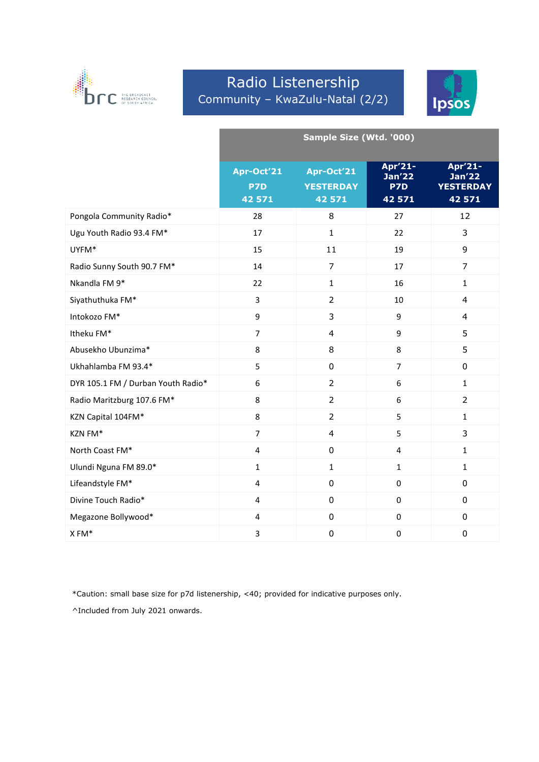# Radio Listenership

## Community – KwaZulu-Natal (2/2)

| | Sample Size (Wtd. '000) | | | |
|---|---|---|---|---|
| | Apr-Oct'21 P7D 42 571 | Apr-Oct'21 YESTERDAY 42 571 | Apr'21-Jan'22 P7D 42 571 | Apr'21-Jan'22 YESTERDAY 42 571 |
| Pongola Community Radio* | 28 | 8 | 27 | 12 |
| Ugu Youth Radio 93.4 FM* | 17 | 1 | 22 | 3 |
| UYFM* | 15 | 11 | 19 | 9 |
| Radio Sunny South 90.7 FM* | 14 | 7 | 17 | 7 |
| Nkandla FM 9* | 22 | 1 | 16 | 1 |
| Siyathuthuka FM* | 3 | 2 | 10 | 4 |
| Intokozo FM* | 9 | 3 | 9 | 4 |
| Itheku FM* | 7 | 4 | 9 | 5 |
| Abusekho Ubunzima* | 8 | 8 | 8 | 5 |
| Ukhahlamba FM 93.4* | 5 | 0 | 7 | 0 |
| DYR 105.1 FM / Durban Youth Radio* | 6 | 2 | 6 | 1 |
| Radio Maritzburg 107.6 FM* | 8 | 2 | 6 | 2 |
| KZN Capital 104FM* | 8 | 2 | 5 | 1 |
| KZN FM* | 7 | 4 | 5 | 3 |
| North Coast FM* | 4 | 0 | 4 | 1 |
| Ulundi Nguna FM 89.0* | 1 | 1 | 1 | 1 |
| Lifeandstyle FM* | 4 | 0 | 0 | 0 |
| Divine Touch Radio* | 4 | 0 | 0 | 0 |
| Megazone Bollywood* | 4 | 0 | 0 | 0 |
| X FM* | 3 | 0 | 0 | 0 |

*Caution: small base size for p7d listenership, <40; provided for indicative purposes only.

^Included from July 2021 onwards.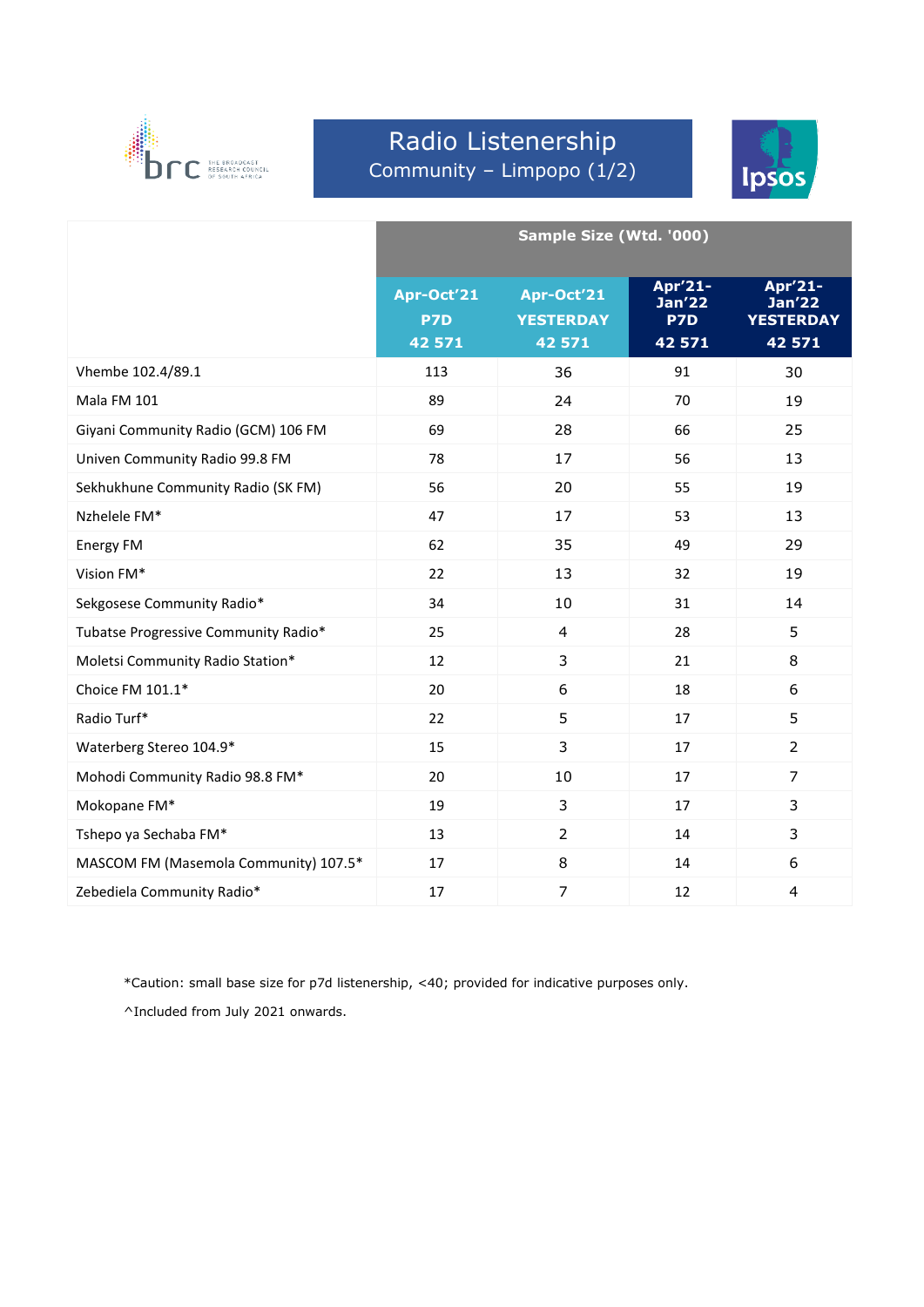# Radio Listenership

## Community – Limpopo (1/2)

| | Sample Size (Wtd. '000) | | | |
|---|---|---|---|---|
| | Apr-Oct'21 P7D 42 571 | Apr-Oct'21 YESTERDAY 42 571 | Apr'21-Jan'22 P7D 42 571 | Apr'21-Jan'22 YESTERDAY 42 571 |
| Vhembe 102.4/89.1 | 113 | 36 | 91 | 30 |
| Mala FM 101 | 89 | 24 | 70 | 19 |
| Giyani Community Radio (GCM) 106 FM | 69 | 28 | 66 | 25 |
| Univen Community Radio 99.8 FM | 78 | 17 | 56 | 13 |
| Sekhukhune Community Radio (SK FM) | 56 | 20 | 55 | 19 |
| Nzhelele FM* | 47 | 17 | 53 | 13 |
| Energy FM | 62 | 35 | 49 | 29 |
| Vision FM* | 22 | 13 | 32 | 19 |
| Sekgosese Community Radio* | 34 | 10 | 31 | 14 |
| Tubatse Progressive Community Radio* | 25 | 4 | 28 | 5 |
| Moletsi Community Radio Station* | 12 | 3 | 21 | 8 |
| Choice FM 101.1* | 20 | 6 | 18 | 6 |
| Radio Turf* | 22 | 5 | 17 | 5 |
| Waterberg Stereo 104.9* | 15 | 3 | 17 | 2 |
| Mohodi Community Radio 98.8 FM* | 20 | 10 | 17 | 7 |
| Mokopane FM* | 19 | 3 | 17 | 3 |
| Tshepo ya Sechaba FM* | 13 | 2 | 14 | 3 |
| MASCOM FM (Masemola Community) 107.5* | 17 | 8 | 14 | 6 |
| Zebediela Community Radio* | 17 | 7 | 12 | 4 |

*Caution: small base size for p7d listenership, <40; provided for indicative purposes only.

^Included from July 2021 onwards.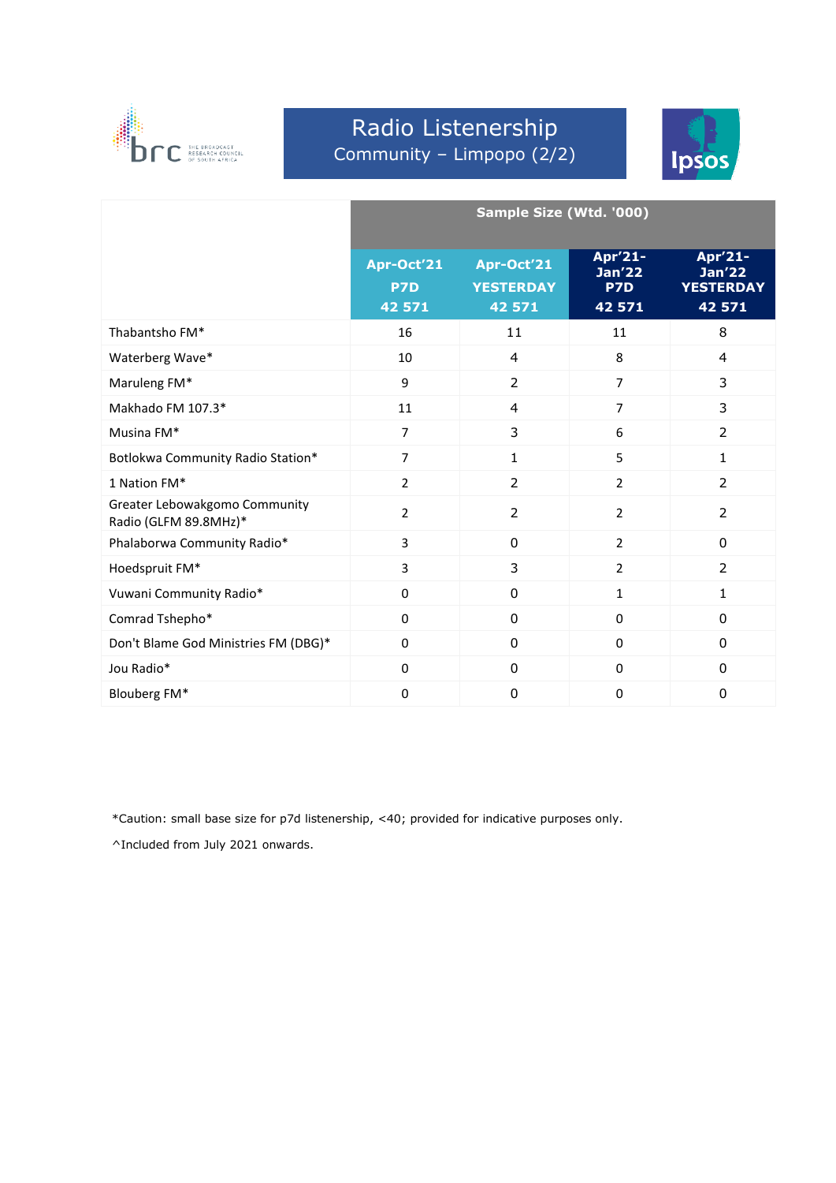# Radio Listenership

## Community – Limpopo (2/2)

| | Sample Size (Wtd. '000) | | | |
|---|---|---|---|---|
| | Apr-Oct'21 P7D 42 571 | Apr-Oct'21 YESTERDAY 42 571 | Apr'21-Jan'22 P7D 42 571 | Apr'21-Jan'22 YESTERDAY 42 571 |
| Thabantsho FM* | 16 | 11 | 11 | 8 |
| Waterberg Wave* | 10 | 4 | 8 | 4 |
| Maruleng FM* | 9 | 2 | 7 | 3 |
| Makhado FM 107.3* | 11 | 4 | 7 | 3 |
| Musina FM* | 7 | 3 | 6 | 2 |
| Botlokwa Community Radio Station* | 7 | 1 | 5 | 1 |
| 1 Nation FM* | 2 | 2 | 2 | 2 |
| Greater Lebowakgomo Community Radio (GLFM 89.8MHz)* | 2 | 2 | 2 | 2 |
| Phalaborwa Community Radio* | 3 | 0 | 2 | 0 |
| Hoedspruit FM* | 3 | 3 | 2 | 2 |
| Vuwani Community Radio* | 0 | 0 | 1 | 1 |
| Comrad Tshepho* | 0 | 0 | 0 | 0 |
| Don't Blame God Ministries FM (DBG)* | 0 | 0 | 0 | 0 |
| Jou Radio* | 0 | 0 | 0 | 0 |
| Blouberg FM* | 0 | 0 | 0 | 0 |

*Caution: small base size for p7d listenership, <40; provided for indicative purposes only.

^Included from July 2021 onwards.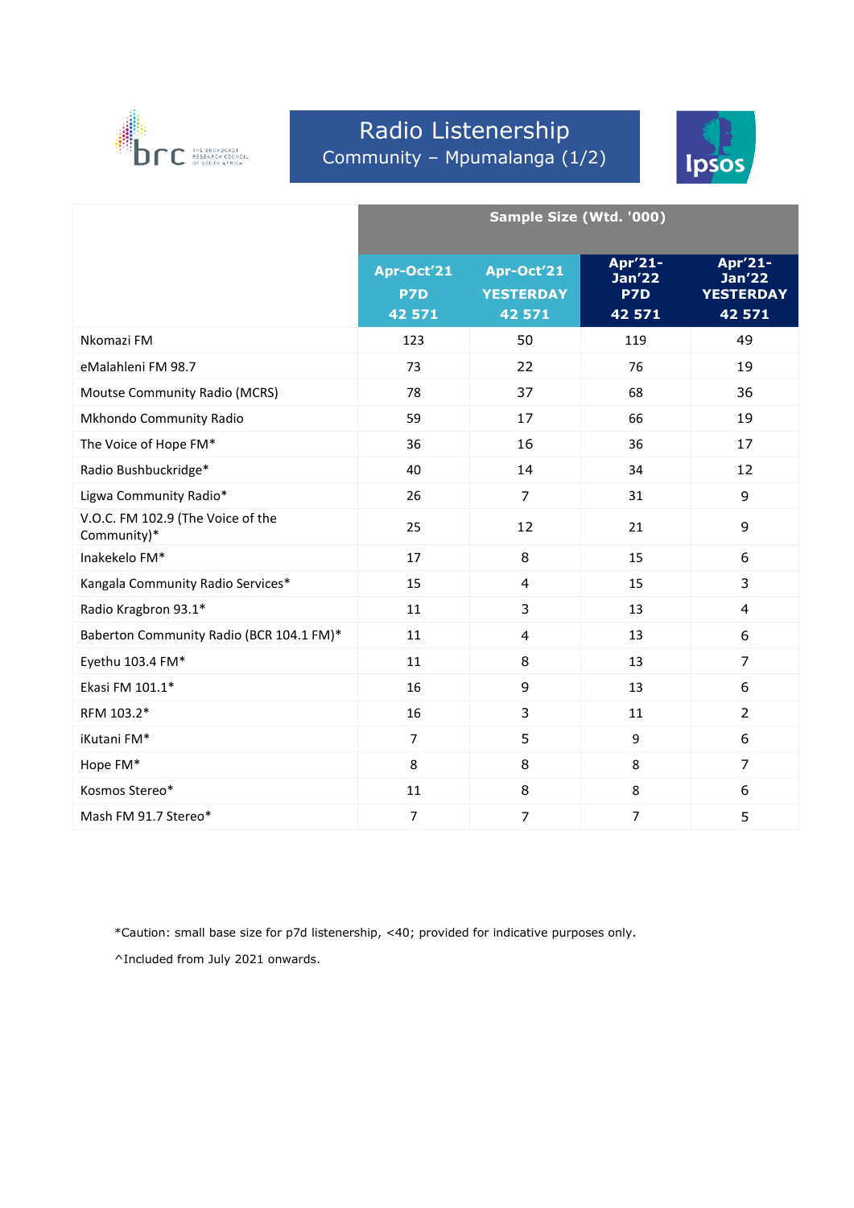# Radio Listenership

## Community – Mpumalanga (1/2)

| | Sample Size (Wtd. '000) | | | |
|---|---|---|---|---|
| | Apr-Oct'21 P7D 42 571 | Apr-Oct'21 YESTERDAY 42 571 | Apr'21-Jan'22 P7D 42 571 | Apr'21-Jan'22 YESTERDAY 42 571 |
| Nkomazi FM | 123 | 50 | 119 | 49 |
| eMalahleni FM 98.7 | 73 | 22 | 76 | 19 |
| Moutse Community Radio (MCRS) | 78 | 37 | 68 | 36 |
| Mkhondo Community Radio | 59 | 17 | 66 | 19 |
| The Voice of Hope FM* | 36 | 16 | 36 | 17 |
| Radio Bushbuckridge* | 40 | 14 | 34 | 12 |
| Ligwa Community Radio* | 26 | 7 | 31 | 9 |
| V.O.C. FM 102.9 (The Voice of the Community)* | 25 | 12 | 21 | 9 |
| Inakekelo FM* | 17 | 8 | 15 | 6 |
| Kangala Community Radio Services* | 15 | 4 | 15 | 3 |
| Radio Kragbron 93.1* | 11 | 3 | 13 | 4 |
| Baberton Community Radio (BCR 104.1 FM)* | 11 | 4 | 13 | 6 |
| Eyethu 103.4 FM* | 11 | 8 | 13 | 7 |
| Ekasi FM 101.1* | 16 | 9 | 13 | 6 |
| RFM 103.2* | 16 | 3 | 11 | 2 |
| iKutani FM* | 7 | 5 | 9 | 6 |
| Hope FM* | 8 | 8 | 8 | 7 |
| Kosmos Stereo* | 11 | 8 | 8 | 6 |
| Mash FM 91.7 Stereo* | 7 | 7 | 7 | 5 |

*Caution: small base size for p7d listenership, <40; provided for indicative purposes only.

^Included from July 2021 onwards.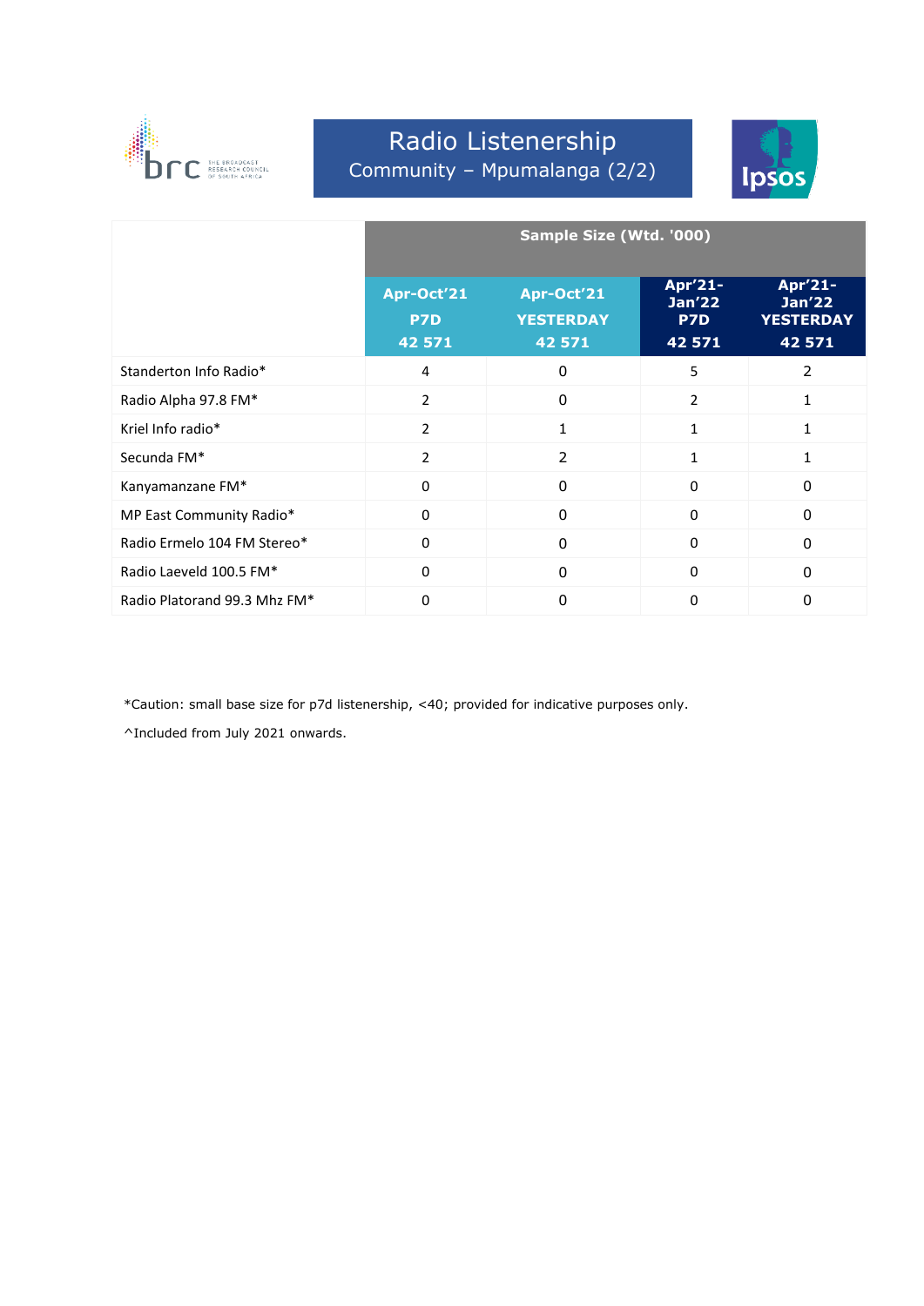# Radio Listenership

## Community – Mpumalanga (2/2)

| | Sample Size (Wtd. '000) | | | |
|---|---|---|---|---|
| | Apr-Oct'21 P7D 42 571 | Apr-Oct'21 YESTERDAY 42 571 | Apr'21-Jan'22 P7D 42 571 | Apr'21-Jan'22 YESTERDAY 42 571 |
| Standerton Info Radio* | 4 | 0 | 5 | 2 |
| Radio Alpha 97.8 FM* | 2 | 0 | 2 | 1 |
| Kriel Info radio* | 2 | 1 | 1 | 1 |
| Secunda FM* | 2 | 2 | 1 | 1 |
| Kanyamanzane FM* | 0 | 0 | 0 | 0 |
| MP East Community Radio* | 0 | 0 | 0 | 0 |
| Radio Ermelo 104 FM Stereo* | 0 | 0 | 0 | 0 |
| Radio Laeveld 100.5 FM* | 0 | 0 | 0 | 0 |
| Radio Platorand 99.3 Mhz FM* | 0 | 0 | 0 | 0 |

*Caution: small base size for p7d listenership, <40; provided for indicative purposes only.

^Included from July 2021 onwards.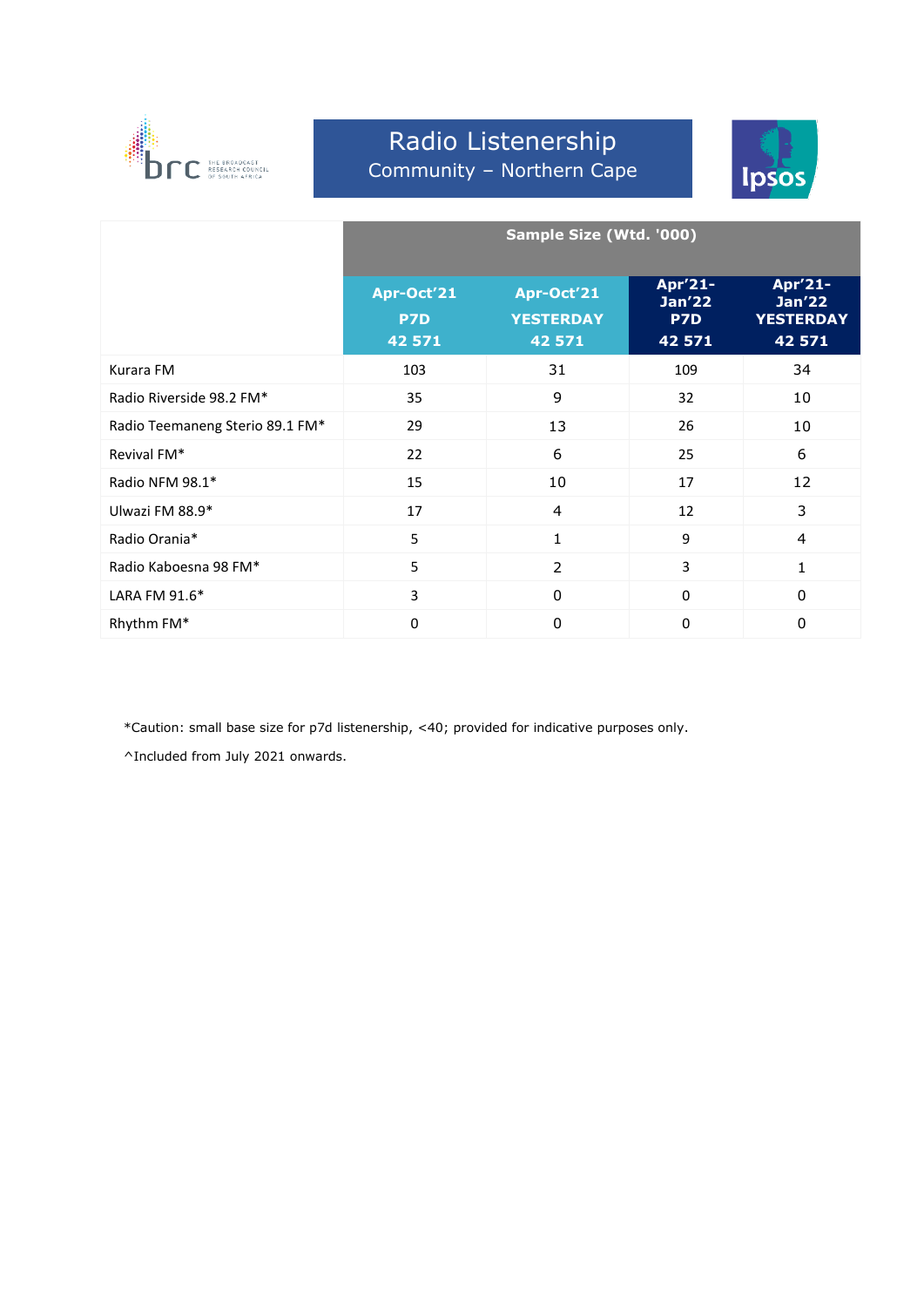# Radio Listenership

## Community – Northern Cape

| | Sample Size (Wtd. '000) | | | |
|---|---|---|---|---|
| | Apr-Oct'21 P7D 42 571 | Apr-Oct'21 YESTERDAY 42 571 | Apr'21-Jan'22 P7D 42 571 | Apr'21-Jan'22 YESTERDAY 42 571 |
| Kurara FM | 103 | 31 | 109 | 34 |
| Radio Riverside 98.2 FM* | 35 | 9 | 32 | 10 |
| Radio Teemaneng Sterio 89.1 FM* | 29 | 13 | 26 | 10 |
| Revival FM* | 22 | 6 | 25 | 6 |
| Radio NFM 98.1* | 15 | 10 | 17 | 12 |
| Ulwazi FM 88.9* | 17 | 4 | 12 | 3 |
| Radio Orania* | 5 | 1 | 9 | 4 |
| Radio Kaboesna 98 FM* | 5 | 2 | 3 | 1 |
| LARA FM 91.6* | 3 | 0 | 0 | 0 |
| Rhythm FM* | 0 | 0 | 0 | 0 |

*Caution: small base size for p7d listenership, <40; provided for indicative purposes only.

^Included from July 2021 onwards.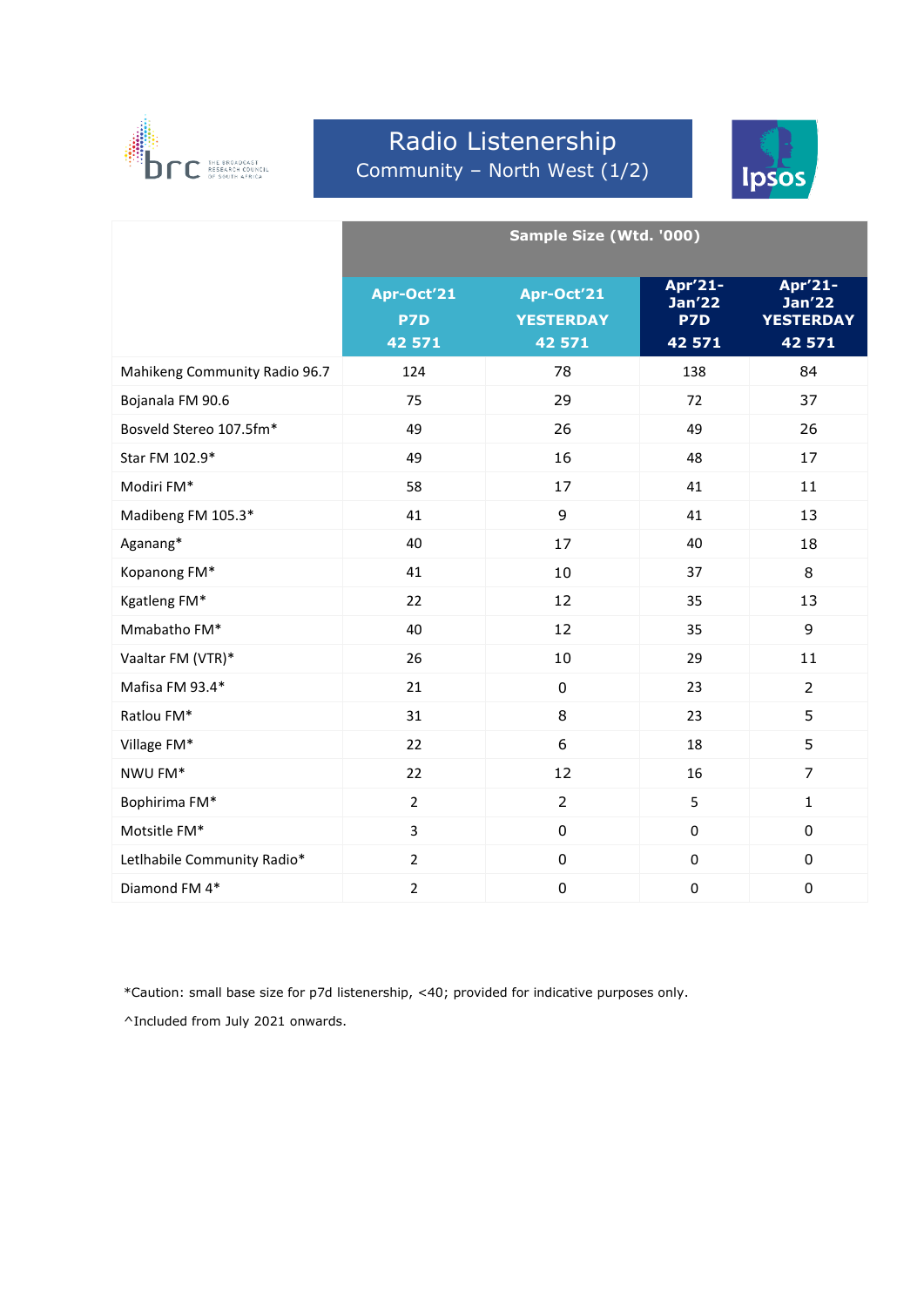# Radio Listenership

## Community – North West (1/2)

| | Sample Size (Wtd. '000) | | | |
|---|---|---|---|---|
| | Apr-Oct'21 P7D 42 571 | Apr-Oct'21 YESTERDAY 42 571 | Apr'21-Jan'22 P7D 42 571 | Apr'21-Jan'22 YESTERDAY 42 571 |
| Mahikeng Community Radio 96.7 | 124 | 78 | 138 | 84 |
| Bojanala FM 90.6 | 75 | 29 | 72 | 37 |
| Bosveld Stereo 107.5fm* | 49 | 26 | 49 | 26 |
| Star FM 102.9* | 49 | 16 | 48 | 17 |
| Modiri FM* | 58 | 17 | 41 | 11 |
| Madibeng FM 105.3* | 41 | 9 | 41 | 13 |
| Aganang* | 40 | 17 | 40 | 18 |
| Kopanong FM* | 41 | 10 | 37 | 8 |
| Kgatleng FM* | 22 | 12 | 35 | 13 |
| Mmabatho FM* | 40 | 12 | 35 | 9 |
| Vaaltar FM (VTR)* | 26 | 10 | 29 | 11 |
| Mafisa FM 93.4* | 21 | 0 | 23 | 2 |
| Ratlou FM* | 31 | 8 | 23 | 5 |
| Village FM* | 22 | 6 | 18 | 5 |
| NWU FM* | 22 | 12 | 16 | 7 |
| Bophirima FM* | 2 | 2 | 5 | 1 |
| Motsitle FM* | 3 | 0 | 0 | 0 |
| Letlhabile Community Radio* | 2 | 0 | 0 | 0 |
| Diamond FM 4* | 2 | 0 | 0 | 0 |

*Caution: small base size for p7d listenership, <40; provided for indicative purposes only.

^Included from July 2021 onwards.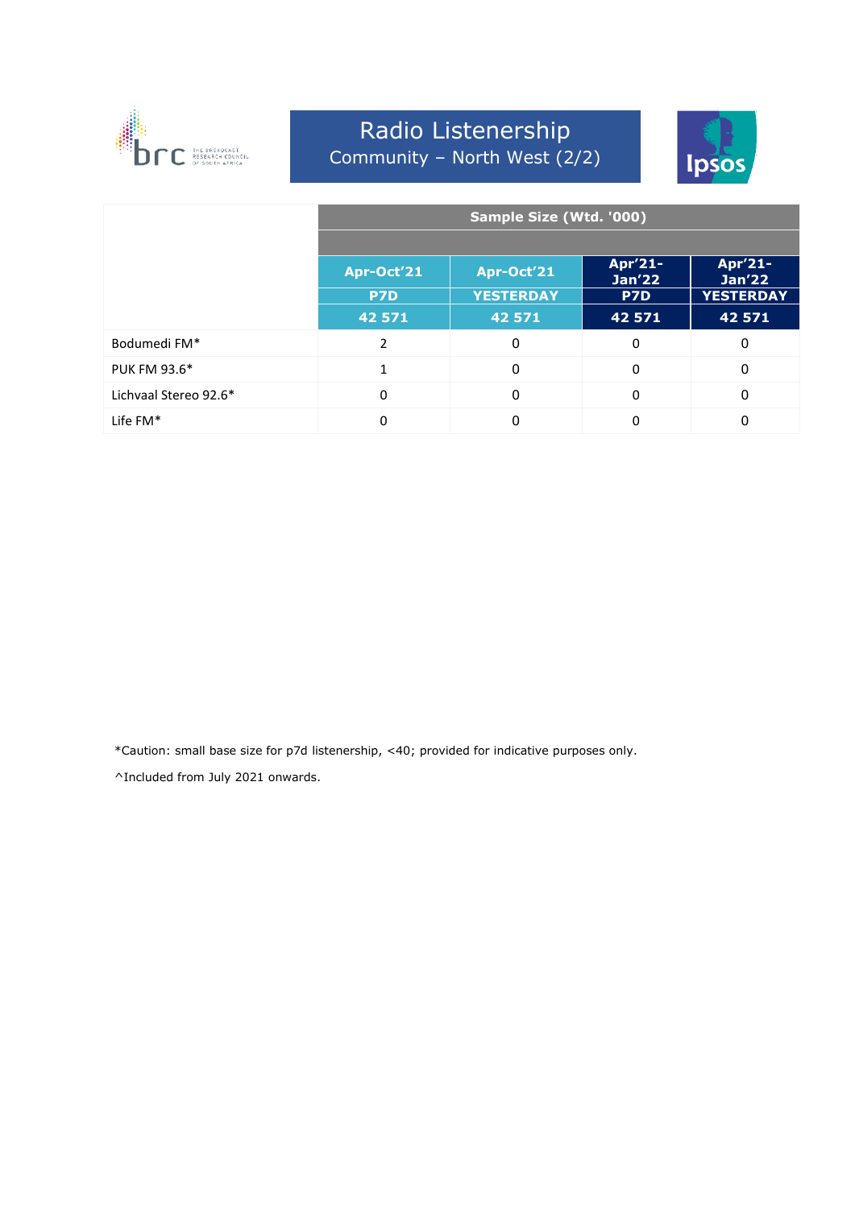# Radio Listenership

## Community – North West (2/2)

| | Sample Size (Wtd. '000) | | | |
|---|---|---|---|---|
| | Apr-Oct'21 | Apr-Oct'21 | Apr'21-Jan'22 | Apr'21-Jan'22 |
| | P7D | YESTERDAY | P7D | YESTERDAY |
| | 42 571 | 42 571 | 42 571 | 42 571 |
| Bodumedi FM* | 2 | 0 | 0 | 0 |
| PUK FM 93.6* | 1 | 0 | 0 | 0 |
| Lichvaal Stereo 92.6* | 0 | 0 | 0 | 0 |
| Life FM* | 0 | 0 | 0 | 0 |

*Caution: small base size for p7d listenership, <40; provided for indicative purposes only.

^Included from July 2021 onwards.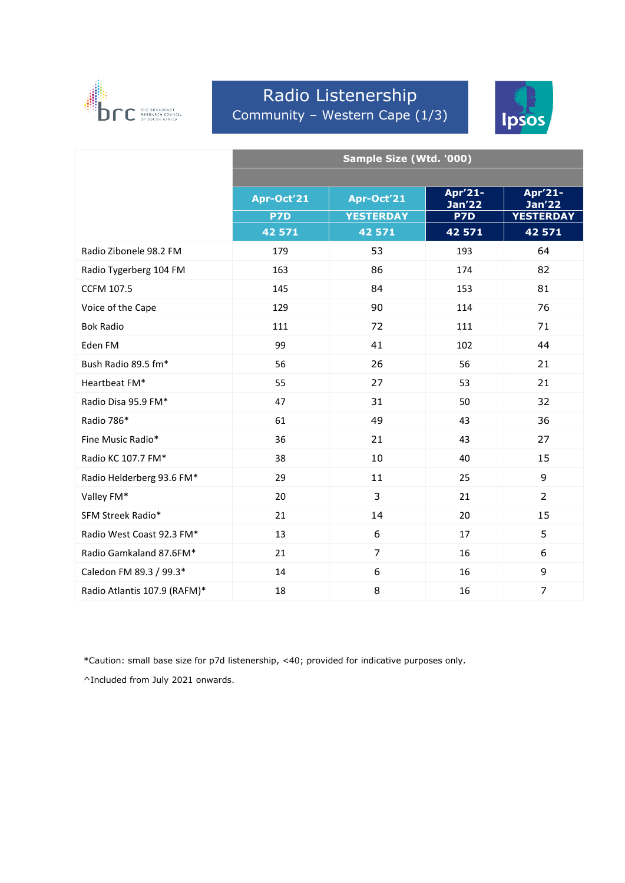# Radio Listenership

## Community – Western Cape (1/3)

| | Sample Size (Wtd. '000) | | | |
|---|---|---|---|---|
| | Apr-Oct'21 | Apr-Oct'21 | Apr'21-Jan'22 | Apr'21-Jan'22 |
| | P7D | YESTERDAY | P7D | YESTERDAY |
| | 42 571 | 42 571 | 42 571 | 42 571 |
| Radio Zibonele 98.2 FM | 179 | 53 | 193 | 64 |
| Radio Tygerberg 104 FM | 163 | 86 | 174 | 82 |
| CCFM 107.5 | 145 | 84 | 153 | 81 |
| Voice of the Cape | 129 | 90 | 114 | 76 |
| Bok Radio | 111 | 72 | 111 | 71 |
| Eden FM | 99 | 41 | 102 | 44 |
| Bush Radio 89.5 fm* | 56 | 26 | 56 | 21 |
| Heartbeat FM* | 55 | 27 | 53 | 21 |
| Radio Disa 95.9 FM* | 47 | 31 | 50 | 32 |
| Radio 786* | 61 | 49 | 43 | 36 |
| Fine Music Radio* | 36 | 21 | 43 | 27 |
| Radio KC 107.7 FM* | 38 | 10 | 40 | 15 |
| Radio Helderberg 93.6 FM* | 29 | 11 | 25 | 9 |
| Valley FM* | 20 | 3 | 21 | 2 |
| SFM Streek Radio* | 21 | 14 | 20 | 15 |
| Radio West Coast 92.3 FM* | 13 | 6 | 17 | 5 |
| Radio Gamkaland 87.6FM* | 21 | 7 | 16 | 6 |
| Caledon FM 89.3 / 99.3* | 14 | 6 | 16 | 9 |
| Radio Atlantis 107.9 (RAFM)* | 18 | 8 | 16 | 7 |

*Caution: small base size for p7d listenership, <40; provided for indicative purposes only.

^Included from July 2021 onwards.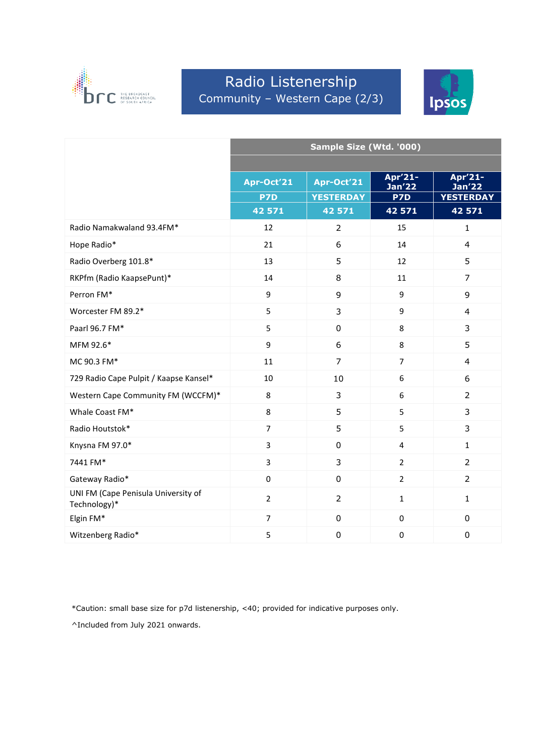# Radio Listenership

## Community – Western Cape (2/3)

| | Sample Size (Wtd. '000) | | | |
|---|---|---|---|---|
| | Apr-Oct'21 | Apr-Oct'21 | Apr'21-Jan'22 | Apr'21-Jan'22 |
| | P7D | YESTERDAY | P7D | YESTERDAY |
| | 42 571 | 42 571 | 42 571 | 42 571 |
| Radio Namakwaland 93.4FM* | 12 | 2 | 15 | 1 |
| Hope Radio* | 21 | 6 | 14 | 4 |
| Radio Overberg 101.8* | 13 | 5 | 12 | 5 |
| RKPfm (Radio KaapsePunt)* | 14 | 8 | 11 | 7 |
| Perron FM* | 9 | 9 | 9 | 9 |
| Worcester FM 89.2* | 5 | 3 | 9 | 4 |
| Paarl 96.7 FM* | 5 | 0 | 8 | 3 |
| MFM 92.6* | 9 | 6 | 8 | 5 |
| MC 90.3 FM* | 11 | 7 | 7 | 4 |
| 729 Radio Cape Pulpit / Kaapse Kansel* | 10 | 10 | 6 | 6 |
| Western Cape Community FM (WCCFM)* | 8 | 3 | 6 | 2 |
| Whale Coast FM* | 8 | 5 | 5 | 3 |
| Radio Houtstok* | 7 | 5 | 5 | 3 |
| Knysna FM 97.0* | 3 | 0 | 4 | 1 |
| 7441 FM* | 3 | 3 | 2 | 2 |
| Gateway Radio* | 0 | 0 | 2 | 2 |
| UNI FM (Cape Penisula University of Technology)* | 2 | 2 | 1 | 1 |
| Elgin FM* | 7 | 0 | 0 | 0 |
| Witzenberg Radio* | 5 | 0 | 0 | 0 |

*Caution: small base size for p7d listenership, <40; provided for indicative purposes only.

^Included from July 2021 onwards.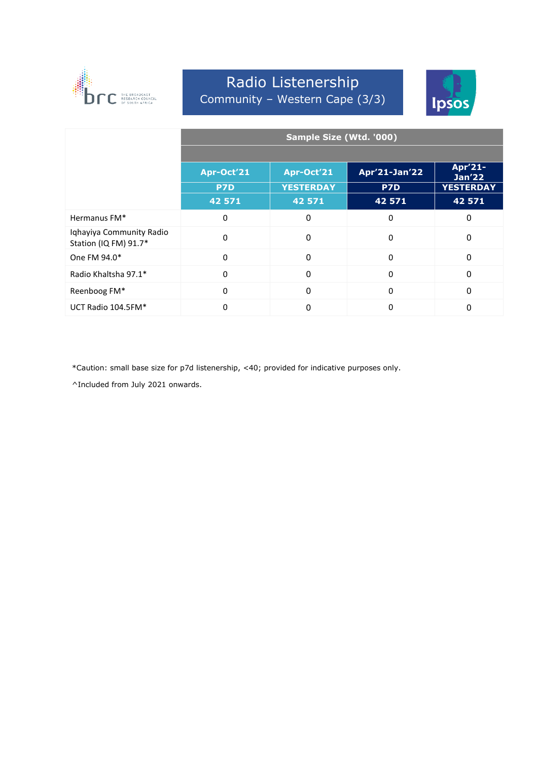# Radio Listenership

## Community – Western Cape (3/3)

| | Sample Size (Wtd. '000) | | | |
|---|---|---|---|---|
| | Apr-Oct'21 | Apr-Oct'21 | Apr'21-Jan'22 | Apr'21-Jan'22 |
| | P7D | YESTERDAY | P7D | YESTERDAY |
| | 42 571 | 42 571 | 42 571 | 42 571 |
| Hermanus FM* | 0 | 0 | 0 | 0 |
| Iqhayiya Community Radio Station (IQ FM) 91.7* | 0 | 0 | 0 | 0 |
| One FM 94.0* | 0 | 0 | 0 | 0 |
| Radio Khaltsha 97.1* | 0 | 0 | 0 | 0 |
| Reenboog FM* | 0 | 0 | 0 | 0 |
| UCT Radio 104.5FM* | 0 | 0 | 0 | 0 |

*Caution: small base size for p7d listenership, <40; provided for indicative purposes only.

^Included from July 2021 onwards.